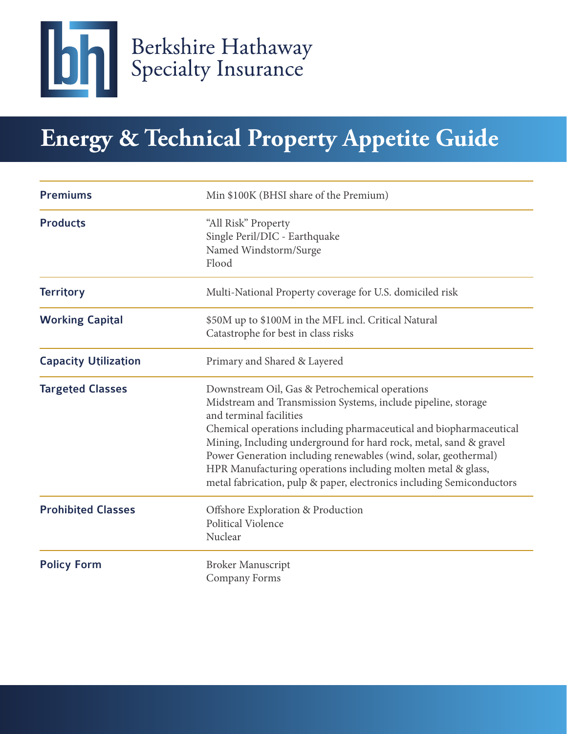Berkshire Hathaway
Specialty Insurance

# Energy & Technical Property Appetite Guide

| | |
|---|---|
| **Premiums** | Min $100K (BHSI share of the Premium) |
| **Products** | "All Risk" Property<br>Single Peril/DIC - Earthquake<br>Named Windstorm/Surge<br>Flood |
| **Territory** | Multi-National Property coverage for U.S. domiciled risk |
| **Working Capital** | $50M up to $100M in the MFL incl. Critical Natural Catastrophe for best in class risks |
| **Capacity Utilization** | Primary and Shared & Layered |
| **Targeted Classes** | Downstream Oil, Gas & Petrochemical operations<br>Midstream and Transmission Systems, include pipeline, storage and terminal facilities<br>Chemical operations including pharmaceutical and biopharmaceutical<br>Mining, Including underground for hard rock, metal, sand & gravel<br>Power Generation including renewables (wind, solar, geothermal)<br>HPR Manufacturing operations including molten metal & glass, metal fabrication, pulp & paper, electronics including Semiconductors |
| **Prohibited Classes** | Offshore Exploration & Production<br>Political Violence<br>Nuclear |
| **Policy Form** | Broker Manuscript<br>Company Forms |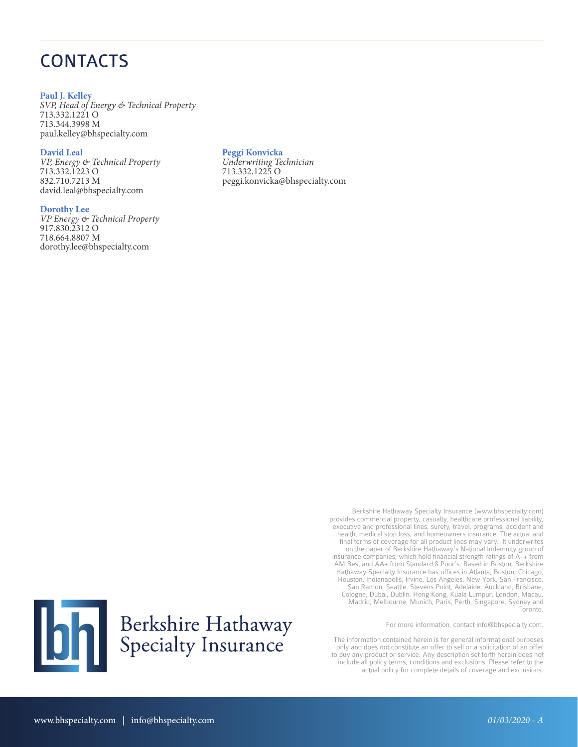# CONTACTS

**Paul J. Kelley**
*SVP, Head of Energy & Technical Property*
713.332.1221 O
713.344.3998 M
paul.kelley@bhspecialty.com

**David Leal**
*VP, Energy & Technical Property*
713.332.1223 O
832.710.7213 M
david.leal@bhspecialty.com

**Dorothy Lee**
*VP Energy & Technical Property*
917.830.2312 O
718.664.8807 M
dorothy.lee@bhspecialty.com

**Peggi Konvicka**
*Underwriting Technician*
713.332.1225 O
peggi.konvicka@bhspecialty.com

Berkshire Hathaway Specialty Insurance

Berkshire Hathaway Specialty Insurance (www.bhspecialty.com) provides commercial property, casualty, healthcare professional liability, executive and professional lines, surety, travel, programs, accident and health, medical stop loss, and homeowners insurance. The actual and final terms of coverage for all product lines may vary. It underwrites on the paper of Berkshire Hathaway's National Indemnity group of insurance companies, which hold financial strength ratings of A++ from AM Best and AA+ from Standard & Poor's. Based in Boston, Berkshire Hathaway Specialty Insurance has offices in Atlanta, Boston, Chicago, Houston, Indianapolis, Irvine, Los Angeles, New York, San Francisco, San Ramon, Seattle, Stevens Point, Adelaide, Auckland, Brisbane, Cologne, Dubai, Dublin, Hong Kong, Kuala Lumpur, London, Macau, Madrid, Melbourne, Munich, Paris, Perth, Singapore, Sydney and Toronto.

For more information, contact info@bhspecialty.com.

The information contained herein is for general informational purposes only and does not constitute an offer to sell or a solicitation of an offer to buy any product or service. Any description set forth herein does not include all policy terms, conditions and exclusions. Please refer to the actual policy for complete details of coverage and exclusions.

www.bhspecialty.com | info@bhspecialty.com

*01/03/2020 - A*